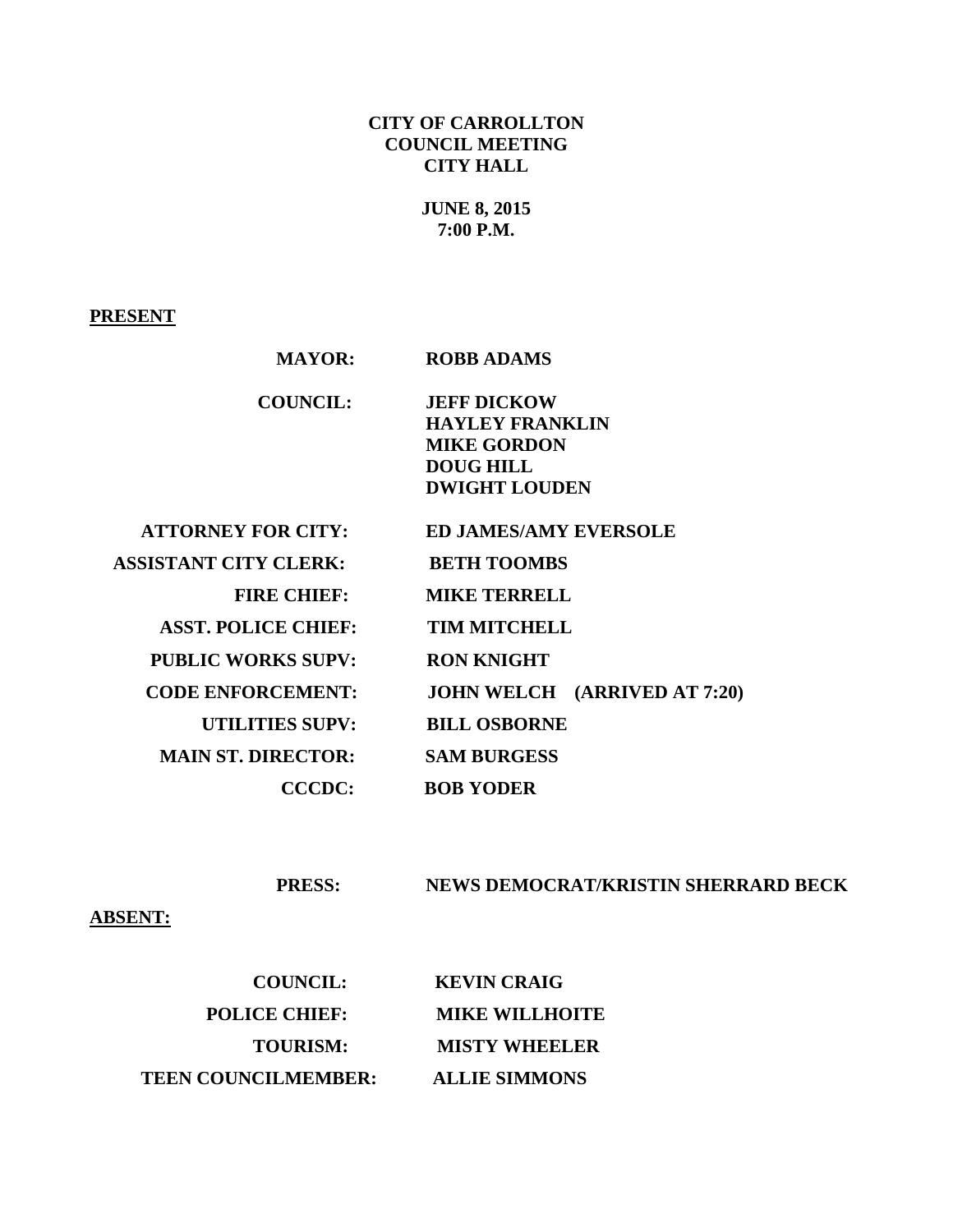**CITY OF CARROLLTON**
**COUNCIL MEETING**
**CITY HALL**

**JUNE 8, 2015**
**7:00 P.M.**

**PRESENT**

| | |
|---|---|
| **MAYOR:** | **ROBB ADAMS** |
| **COUNCIL:** | **JEFF DICKOW**<br>**HAYLEY FRANKLIN**<br>**MIKE GORDON**<br>**DOUG HILL**<br>**DWIGHT LOUDEN** |
| **ATTORNEY FOR CITY:** | **ED JAMES/AMY EVERSOLE** |
| **ASSISTANT CITY CLERK:** | **BETH TOOMBS** |
| **FIRE CHIEF:** | **MIKE TERRELL** |
| **ASST. POLICE CHIEF:** | **TIM MITCHELL** |
| **PUBLIC WORKS SUPV:** | **RON KNIGHT** |
| **CODE ENFORCEMENT:** | **JOHN WELCH (ARRIVED AT 7:20)** |
| **UTILITIES SUPV:** | **BILL OSBORNE** |
| **MAIN ST. DIRECTOR:** | **SAM BURGESS** |
| **CCCDC:** | **BOB YODER** |
| **PRESS:** | **NEWS DEMOCRAT/KRISTIN SHERRARD BECK** |

**ABSENT:**

| | |
|---|---|
| **COUNCIL:** | **KEVIN CRAIG** |
| **POLICE CHIEF:** | **MIKE WILLHOITE** |
| **TOURISM:** | **MISTY WHEELER** |
| **TEEN COUNCILMEMBER:** | **ALLIE SIMMONS** |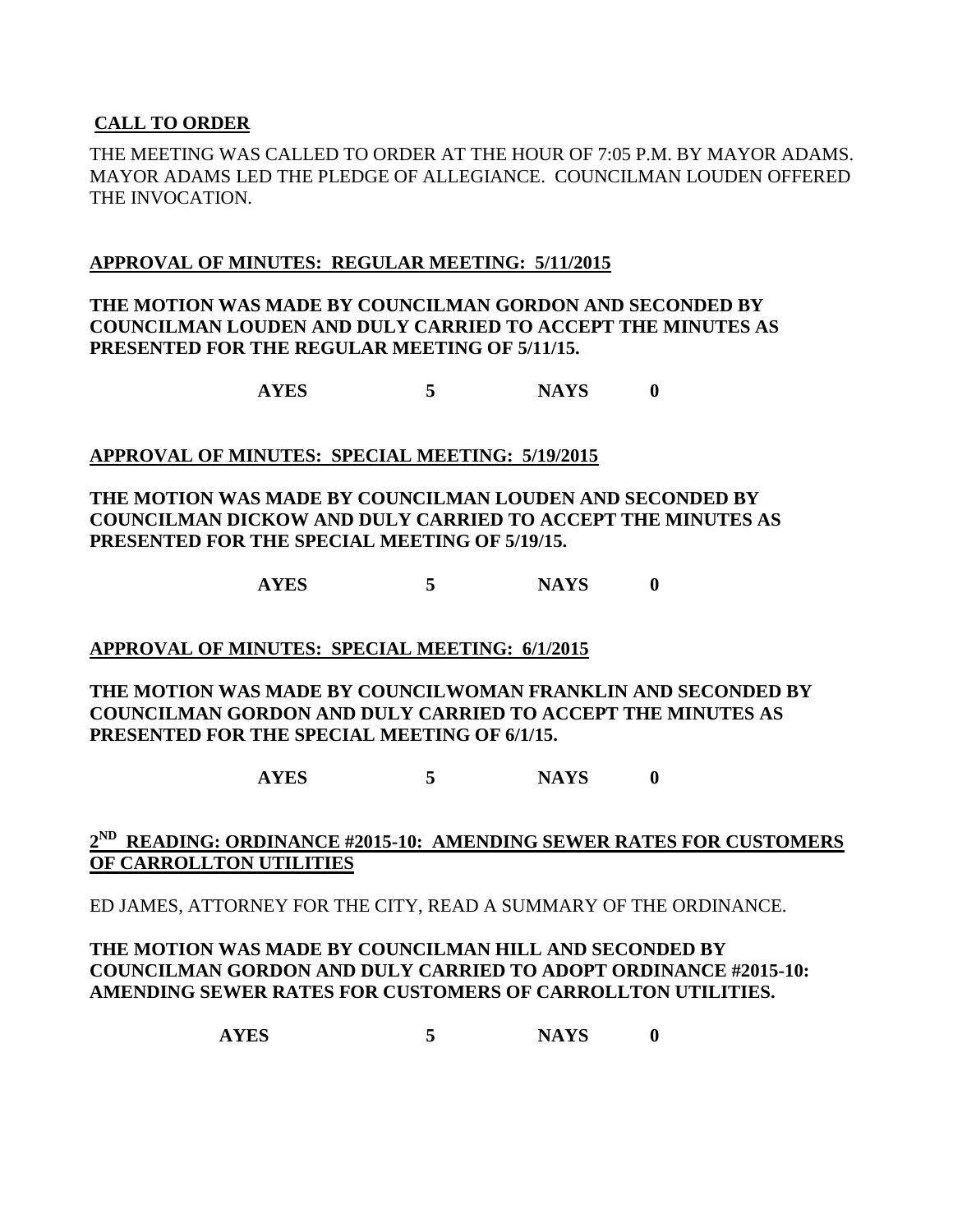**CALL TO ORDER**

THE MEETING WAS CALLED TO ORDER AT THE HOUR OF 7:05 P.M. BY MAYOR ADAMS. MAYOR ADAMS LED THE PLEDGE OF ALLEGIANCE. COUNCILMAN LOUDEN OFFERED THE INVOCATION.

**APPROVAL OF MINUTES: REGULAR MEETING: 5/11/2015**

**THE MOTION WAS MADE BY COUNCILMAN GORDON AND SECONDED BY COUNCILMAN LOUDEN AND DULY CARRIED TO ACCEPT THE MINUTES AS PRESENTED FOR THE REGULAR MEETING OF 5/11/15.**

**AYES 5 NAYS 0**

**APPROVAL OF MINUTES: SPECIAL MEETING: 5/19/2015**

**THE MOTION WAS MADE BY COUNCILMAN LOUDEN AND SECONDED BY COUNCILMAN DICKOW AND DULY CARRIED TO ACCEPT THE MINUTES AS PRESENTED FOR THE SPECIAL MEETING OF 5/19/15.**

**AYES 5 NAYS 0**

**APPROVAL OF MINUTES: SPECIAL MEETING: 6/1/2015**

**THE MOTION WAS MADE BY COUNCILWOMAN FRANKLIN AND SECONDED BY COUNCILMAN GORDON AND DULY CARRIED TO ACCEPT THE MINUTES AS PRESENTED FOR THE SPECIAL MEETING OF 6/1/15.**

**AYES 5 NAYS 0**

**2ND READING: ORDINANCE #2015-10: AMENDING SEWER RATES FOR CUSTOMERS OF CARROLLTON UTILITIES**

ED JAMES, ATTORNEY FOR THE CITY, READ A SUMMARY OF THE ORDINANCE.

**THE MOTION WAS MADE BY COUNCILMAN HILL AND SECONDED BY COUNCILMAN GORDON AND DULY CARRIED TO ADOPT ORDINANCE #2015-10: AMENDING SEWER RATES FOR CUSTOMERS OF CARROLLTON UTILITIES.**

**AYES 5 NAYS 0**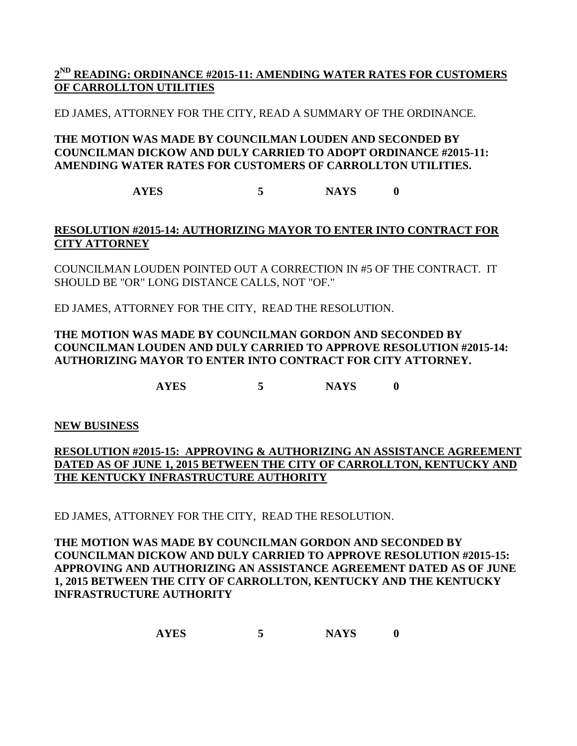**<u>2ND READING: ORDINANCE #2015-11: AMENDING WATER RATES FOR CUSTOMERS OF CARROLLTON UTILITIES</u>**

ED JAMES, ATTORNEY FOR THE CITY, READ A SUMMARY OF THE ORDINANCE.

**THE MOTION WAS MADE BY COUNCILMAN LOUDEN AND SECONDED BY COUNCILMAN DICKOW AND DULY CARRIED TO ADOPT ORDINANCE #2015-11: AMENDING WATER RATES FOR CUSTOMERS OF CARROLLTON UTILITIES.**

**AYES 5 NAYS 0**

**<u>RESOLUTION #2015-14: AUTHORIZING MAYOR TO ENTER INTO CONTRACT FOR CITY ATTORNEY</u>**

COUNCILMAN LOUDEN POINTED OUT A CORRECTION IN #5 OF THE CONTRACT. IT SHOULD BE "OR" LONG DISTANCE CALLS, NOT "OF."

ED JAMES, ATTORNEY FOR THE CITY, READ THE RESOLUTION.

**THE MOTION WAS MADE BY COUNCILMAN GORDON AND SECONDED BY COUNCILMAN LOUDEN AND DULY CARRIED TO APPROVE RESOLUTION #2015-14: AUTHORIZING MAYOR TO ENTER INTO CONTRACT FOR CITY ATTORNEY.**

**AYES 5 NAYS 0**

**<u>NEW BUSINESS</u>**

**<u>RESOLUTION #2015-15: APPROVING & AUTHORIZING AN ASSISTANCE AGREEMENT DATED AS OF JUNE 1, 2015 BETWEEN THE CITY OF CARROLLTON, KENTUCKY AND THE KENTUCKY INFRASTRUCTURE AUTHORITY</u>**

ED JAMES, ATTORNEY FOR THE CITY, READ THE RESOLUTION.

**THE MOTION WAS MADE BY COUNCILMAN GORDON AND SECONDED BY COUNCILMAN DICKOW AND DULY CARRIED TO APPROVE RESOLUTION #2015-15: APPROVING AND AUTHORIZING AN ASSISTANCE AGREEMENT DATED AS OF JUNE 1, 2015 BETWEEN THE CITY OF CARROLLTON, KENTUCKY AND THE KENTUCKY INFRASTRUCTURE AUTHORITY**

**AYES 5 NAYS 0**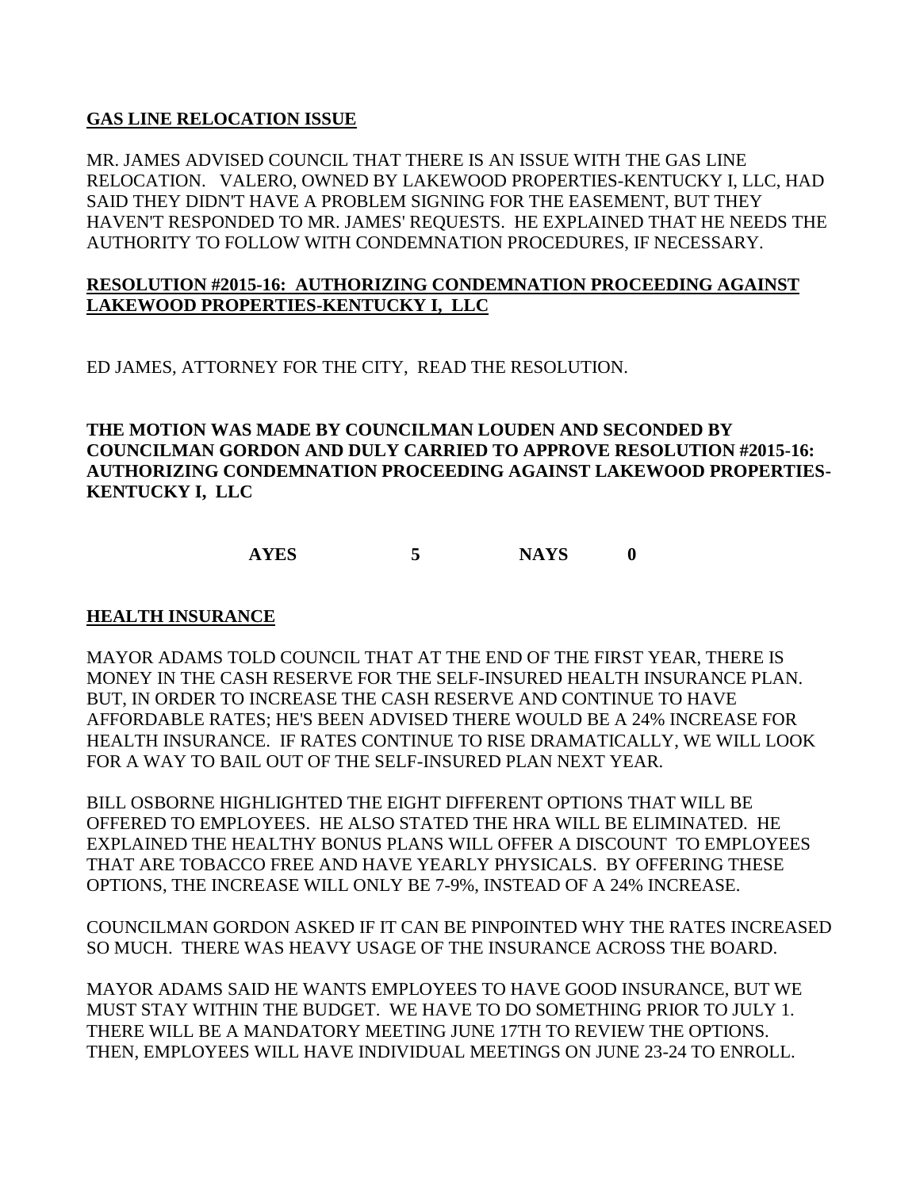**GAS LINE RELOCATION ISSUE**

MR. JAMES ADVISED COUNCIL THAT THERE IS AN ISSUE WITH THE GAS LINE RELOCATION. VALERO, OWNED BY LAKEWOOD PROPERTIES-KENTUCKY I, LLC, HAD SAID THEY DIDN'T HAVE A PROBLEM SIGNING FOR THE EASEMENT, BUT THEY HAVEN'T RESPONDED TO MR. JAMES' REQUESTS. HE EXPLAINED THAT HE NEEDS THE AUTHORITY TO FOLLOW WITH CONDEMNATION PROCEDURES, IF NECESSARY.

**RESOLUTION #2015-16: AUTHORIZING CONDEMNATION PROCEEDING AGAINST LAKEWOOD PROPERTIES-KENTUCKY I, LLC**

ED JAMES, ATTORNEY FOR THE CITY, READ THE RESOLUTION.

**THE MOTION WAS MADE BY COUNCILMAN LOUDEN AND SECONDED BY COUNCILMAN GORDON AND DULY CARRIED TO APPROVE RESOLUTION #2015-16: AUTHORIZING CONDEMNATION PROCEEDING AGAINST LAKEWOOD PROPERTIES-KENTUCKY I, LLC**

**AYES 5 NAYS 0**

**HEALTH INSURANCE**

MAYOR ADAMS TOLD COUNCIL THAT AT THE END OF THE FIRST YEAR, THERE IS MONEY IN THE CASH RESERVE FOR THE SELF-INSURED HEALTH INSURANCE PLAN. BUT, IN ORDER TO INCREASE THE CASH RESERVE AND CONTINUE TO HAVE AFFORDABLE RATES; HE'S BEEN ADVISED THERE WOULD BE A 24% INCREASE FOR HEALTH INSURANCE. IF RATES CONTINUE TO RISE DRAMATICALLY, WE WILL LOOK FOR A WAY TO BAIL OUT OF THE SELF-INSURED PLAN NEXT YEAR.

BILL OSBORNE HIGHLIGHTED THE EIGHT DIFFERENT OPTIONS THAT WILL BE OFFERED TO EMPLOYEES. HE ALSO STATED THE HRA WILL BE ELIMINATED. HE EXPLAINED THE HEALTHY BONUS PLANS WILL OFFER A DISCOUNT TO EMPLOYEES THAT ARE TOBACCO FREE AND HAVE YEARLY PHYSICALS. BY OFFERING THESE OPTIONS, THE INCREASE WILL ONLY BE 7-9%, INSTEAD OF A 24% INCREASE.

COUNCILMAN GORDON ASKED IF IT CAN BE PINPOINTED WHY THE RATES INCREASED SO MUCH. THERE WAS HEAVY USAGE OF THE INSURANCE ACROSS THE BOARD.

MAYOR ADAMS SAID HE WANTS EMPLOYEES TO HAVE GOOD INSURANCE, BUT WE MUST STAY WITHIN THE BUDGET. WE HAVE TO DO SOMETHING PRIOR TO JULY 1. THERE WILL BE A MANDATORY MEETING JUNE 17TH TO REVIEW THE OPTIONS. THEN, EMPLOYEES WILL HAVE INDIVIDUAL MEETINGS ON JUNE 23-24 TO ENROLL.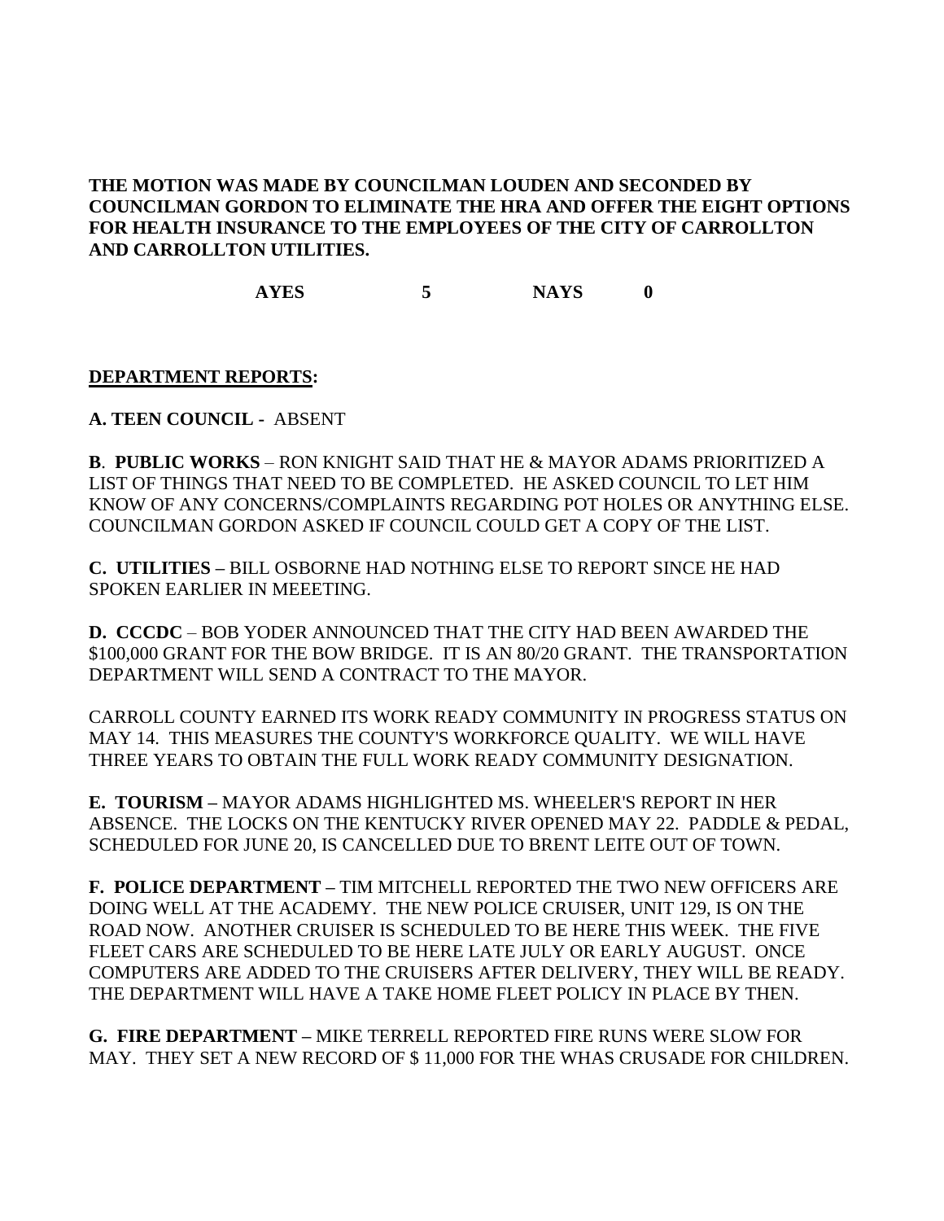**THE MOTION WAS MADE BY COUNCILMAN LOUDEN AND SECONDED BY COUNCILMAN GORDON TO ELIMINATE THE HRA AND OFFER THE EIGHT OPTIONS FOR HEALTH INSURANCE TO THE EMPLOYEES OF THE CITY OF CARROLLTON AND CARROLLTON UTILITIES.**

**AYES 5 NAYS 0**

**DEPARTMENT REPORTS:**

**A. TEEN COUNCIL -** ABSENT

**B**. **PUBLIC WORKS** – RON KNIGHT SAID THAT HE & MAYOR ADAMS PRIORITIZED A LIST OF THINGS THAT NEED TO BE COMPLETED. HE ASKED COUNCIL TO LET HIM KNOW OF ANY CONCERNS/COMPLAINTS REGARDING POT HOLES OR ANYTHING ELSE. COUNCILMAN GORDON ASKED IF COUNCIL COULD GET A COPY OF THE LIST.

**C. UTILITIES –** BILL OSBORNE HAD NOTHING ELSE TO REPORT SINCE HE HAD SPOKEN EARLIER IN MEEETING.

**D. CCCDC** – BOB YODER ANNOUNCED THAT THE CITY HAD BEEN AWARDED THE $100,000 GRANT FOR THE BOW BRIDGE. IT IS AN 80/20 GRANT. THE TRANSPORTATION DEPARTMENT WILL SEND A CONTRACT TO THE MAYOR.

CARROLL COUNTY EARNED ITS WORK READY COMMUNITY IN PROGRESS STATUS ON MAY 14. THIS MEASURES THE COUNTY'S WORKFORCE QUALITY. WE WILL HAVE THREE YEARS TO OBTAIN THE FULL WORK READY COMMUNITY DESIGNATION.

**E. TOURISM –** MAYOR ADAMS HIGHLIGHTED MS. WHEELER'S REPORT IN HER ABSENCE. THE LOCKS ON THE KENTUCKY RIVER OPENED MAY 22. PADDLE & PEDAL, SCHEDULED FOR JUNE 20, IS CANCELLED DUE TO BRENT LEITE OUT OF TOWN.

**F. POLICE DEPARTMENT –** TIM MITCHELL REPORTED THE TWO NEW OFFICERS ARE DOING WELL AT THE ACADEMY. THE NEW POLICE CRUISER, UNIT 129, IS ON THE ROAD NOW. ANOTHER CRUISER IS SCHEDULED TO BE HERE THIS WEEK. THE FIVE FLEET CARS ARE SCHEDULED TO BE HERE LATE JULY OR EARLY AUGUST. ONCE COMPUTERS ARE ADDED TO THE CRUISERS AFTER DELIVERY, THEY WILL BE READY. THE DEPARTMENT WILL HAVE A TAKE HOME FLEET POLICY IN PLACE BY THEN.

**G. FIRE DEPARTMENT –** MIKE TERRELL REPORTED FIRE RUNS WERE SLOW FOR MAY. THEY SET A NEW RECORD OF $ 11,000 FOR THE WHAS CRUSADE FOR CHILDREN.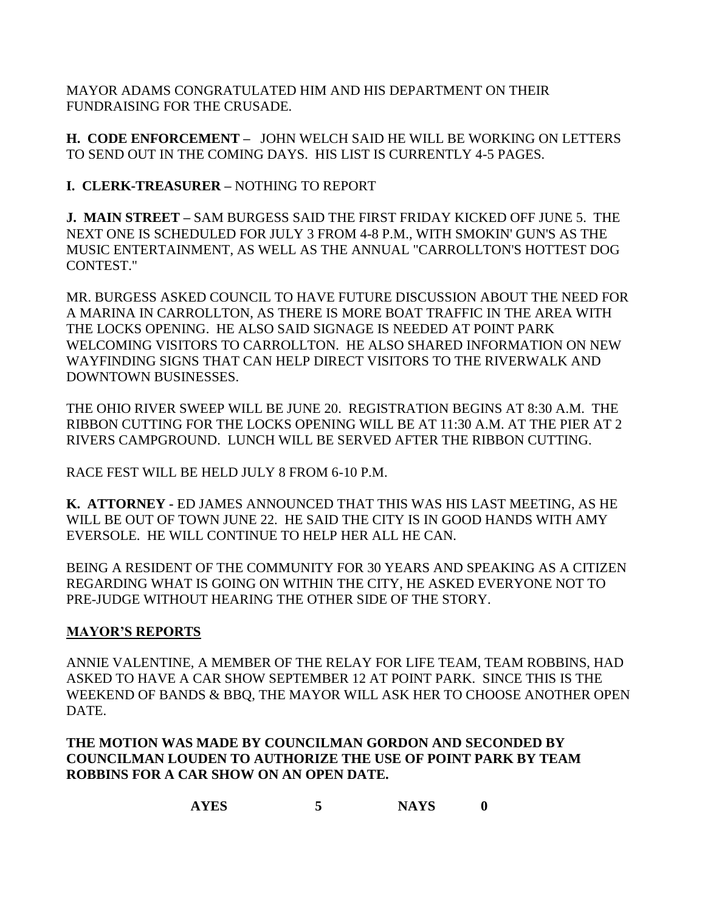MAYOR ADAMS CONGRATULATED HIM AND HIS DEPARTMENT ON THEIR FUNDRAISING FOR THE CRUSADE.

**H. CODE ENFORCEMENT –** JOHN WELCH SAID HE WILL BE WORKING ON LETTERS TO SEND OUT IN THE COMING DAYS. HIS LIST IS CURRENTLY 4-5 PAGES.

**I. CLERK-TREASURER –** NOTHING TO REPORT

**J. MAIN STREET –** SAM BURGESS SAID THE FIRST FRIDAY KICKED OFF JUNE 5. THE NEXT ONE IS SCHEDULED FOR JULY 3 FROM 4-8 P.M., WITH SMOKIN' GUN'S AS THE MUSIC ENTERTAINMENT, AS WELL AS THE ANNUAL "CARROLLTON'S HOTTEST DOG CONTEST."

MR. BURGESS ASKED COUNCIL TO HAVE FUTURE DISCUSSION ABOUT THE NEED FOR A MARINA IN CARROLLTON, AS THERE IS MORE BOAT TRAFFIC IN THE AREA WITH THE LOCKS OPENING. HE ALSO SAID SIGNAGE IS NEEDED AT POINT PARK WELCOMING VISITORS TO CARROLLTON. HE ALSO SHARED INFORMATION ON NEW WAYFINDING SIGNS THAT CAN HELP DIRECT VISITORS TO THE RIVERWALK AND DOWNTOWN BUSINESSES.

THE OHIO RIVER SWEEP WILL BE JUNE 20. REGISTRATION BEGINS AT 8:30 A.M. THE RIBBON CUTTING FOR THE LOCKS OPENING WILL BE AT 11:30 A.M. AT THE PIER AT 2 RIVERS CAMPGROUND. LUNCH WILL BE SERVED AFTER THE RIBBON CUTTING.

RACE FEST WILL BE HELD JULY 8 FROM 6-10 P.M.

**K. ATTORNEY -** ED JAMES ANNOUNCED THAT THIS WAS HIS LAST MEETING, AS HE WILL BE OUT OF TOWN JUNE 22. HE SAID THE CITY IS IN GOOD HANDS WITH AMY EVERSOLE. HE WILL CONTINUE TO HELP HER ALL HE CAN.

BEING A RESIDENT OF THE COMMUNITY FOR 30 YEARS AND SPEAKING AS A CITIZEN REGARDING WHAT IS GOING ON WITHIN THE CITY, HE ASKED EVERYONE NOT TO PRE-JUDGE WITHOUT HEARING THE OTHER SIDE OF THE STORY.

## MAYOR'S REPORTS

ANNIE VALENTINE, A MEMBER OF THE RELAY FOR LIFE TEAM, TEAM ROBBINS, HAD ASKED TO HAVE A CAR SHOW SEPTEMBER 12 AT POINT PARK. SINCE THIS IS THE WEEKEND OF BANDS & BBQ, THE MAYOR WILL ASK HER TO CHOOSE ANOTHER OPEN DATE.

**THE MOTION WAS MADE BY COUNCILMAN GORDON AND SECONDED BY COUNCILMAN LOUDEN TO AUTHORIZE THE USE OF POINT PARK BY TEAM ROBBINS FOR A CAR SHOW ON AN OPEN DATE.**

**AYES 5 NAYS 0**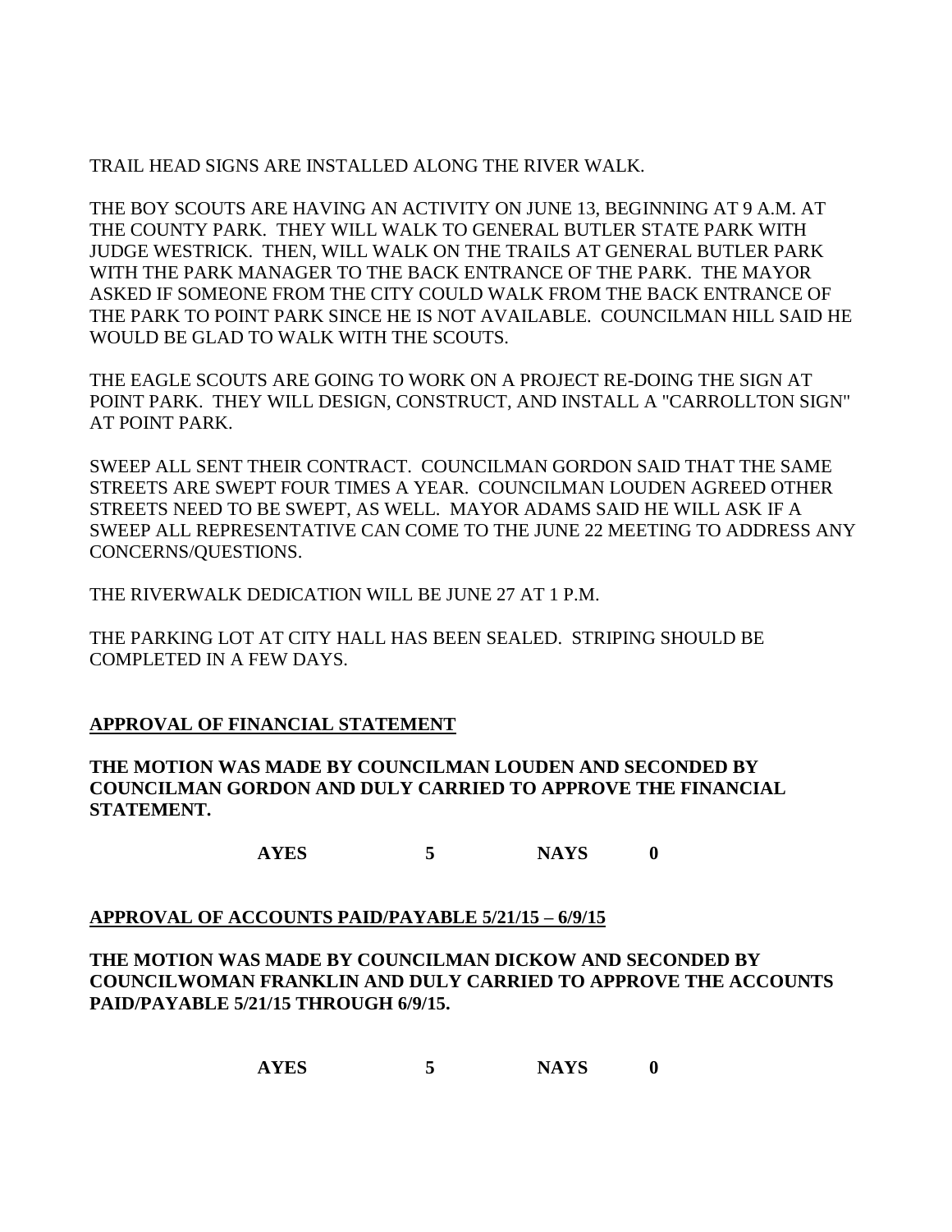TRAIL HEAD SIGNS ARE INSTALLED ALONG THE RIVER WALK.

THE BOY SCOUTS ARE HAVING AN ACTIVITY ON JUNE 13, BEGINNING AT 9 A.M. AT THE COUNTY PARK. THEY WILL WALK TO GENERAL BUTLER STATE PARK WITH JUDGE WESTRICK. THEN, WILL WALK ON THE TRAILS AT GENERAL BUTLER PARK WITH THE PARK MANAGER TO THE BACK ENTRANCE OF THE PARK. THE MAYOR ASKED IF SOMEONE FROM THE CITY COULD WALK FROM THE BACK ENTRANCE OF THE PARK TO POINT PARK SINCE HE IS NOT AVAILABLE. COUNCILMAN HILL SAID HE WOULD BE GLAD TO WALK WITH THE SCOUTS.

THE EAGLE SCOUTS ARE GOING TO WORK ON A PROJECT RE-DOING THE SIGN AT POINT PARK. THEY WILL DESIGN, CONSTRUCT, AND INSTALL A "CARROLLTON SIGN" AT POINT PARK.

SWEEP ALL SENT THEIR CONTRACT. COUNCILMAN GORDON SAID THAT THE SAME STREETS ARE SWEPT FOUR TIMES A YEAR. COUNCILMAN LOUDEN AGREED OTHER STREETS NEED TO BE SWEPT, AS WELL. MAYOR ADAMS SAID HE WILL ASK IF A SWEEP ALL REPRESENTATIVE CAN COME TO THE JUNE 22 MEETING TO ADDRESS ANY CONCERNS/QUESTIONS.

THE RIVERWALK DEDICATION WILL BE JUNE 27 AT 1 P.M.

THE PARKING LOT AT CITY HALL HAS BEEN SEALED. STRIPING SHOULD BE COMPLETED IN A FEW DAYS.

**APPROVAL OF FINANCIAL STATEMENT**

**THE MOTION WAS MADE BY COUNCILMAN LOUDEN AND SECONDED BY COUNCILMAN GORDON AND DULY CARRIED TO APPROVE THE FINANCIAL STATEMENT.**

**AYES 5 NAYS 0**

**APPROVAL OF ACCOUNTS PAID/PAYABLE 5/21/15 – 6/9/15**

**THE MOTION WAS MADE BY COUNCILMAN DICKOW AND SECONDED BY COUNCILWOMAN FRANKLIN AND DULY CARRIED TO APPROVE THE ACCOUNTS PAID/PAYABLE 5/21/15 THROUGH 6/9/15.**

**AYES 5 NAYS 0**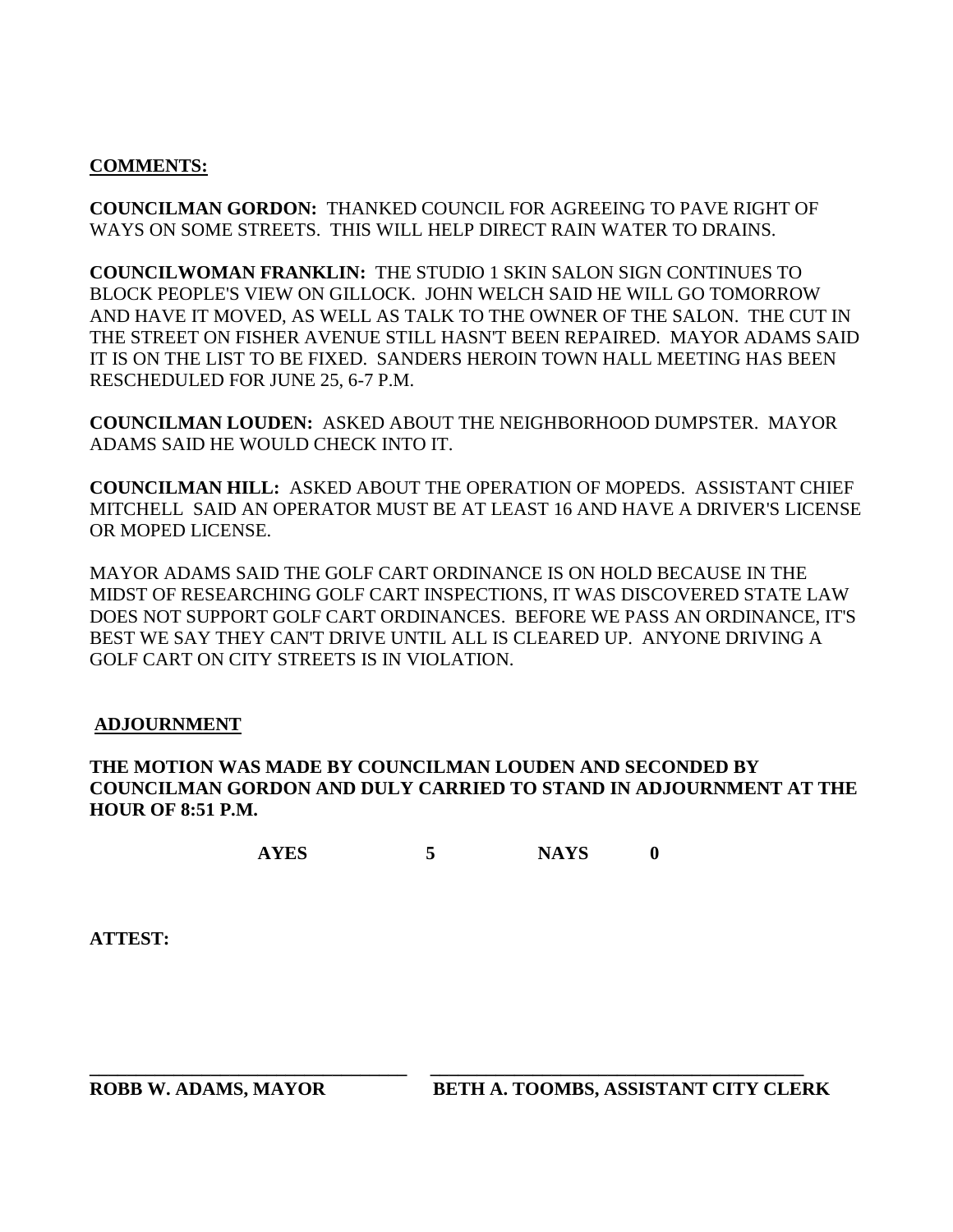**COMMENTS:**

**COUNCILMAN GORDON:** THANKED COUNCIL FOR AGREEING TO PAVE RIGHT OF WAYS ON SOME STREETS. THIS WILL HELP DIRECT RAIN WATER TO DRAINS.

**COUNCILWOMAN FRANKLIN:** THE STUDIO 1 SKIN SALON SIGN CONTINUES TO BLOCK PEOPLE'S VIEW ON GILLOCK. JOHN WELCH SAID HE WILL GO TOMORROW AND HAVE IT MOVED, AS WELL AS TALK TO THE OWNER OF THE SALON. THE CUT IN THE STREET ON FISHER AVENUE STILL HASN'T BEEN REPAIRED. MAYOR ADAMS SAID IT IS ON THE LIST TO BE FIXED. SANDERS HEROIN TOWN HALL MEETING HAS BEEN RESCHEDULED FOR JUNE 25, 6-7 P.M.

**COUNCILMAN LOUDEN:** ASKED ABOUT THE NEIGHBORHOOD DUMPSTER. MAYOR ADAMS SAID HE WOULD CHECK INTO IT.

**COUNCILMAN HILL:** ASKED ABOUT THE OPERATION OF MOPEDS. ASSISTANT CHIEF MITCHELL SAID AN OPERATOR MUST BE AT LEAST 16 AND HAVE A DRIVER'S LICENSE OR MOPED LICENSE.

MAYOR ADAMS SAID THE GOLF CART ORDINANCE IS ON HOLD BECAUSE IN THE MIDST OF RESEARCHING GOLF CART INSPECTIONS, IT WAS DISCOVERED STATE LAW DOES NOT SUPPORT GOLF CART ORDINANCES. BEFORE WE PASS AN ORDINANCE, IT'S BEST WE SAY THEY CAN'T DRIVE UNTIL ALL IS CLEARED UP. ANYONE DRIVING A GOLF CART ON CITY STREETS IS IN VIOLATION.

**ADJOURNMENT**

**THE MOTION WAS MADE BY COUNCILMAN LOUDEN AND SECONDED BY COUNCILMAN GORDON AND DULY CARRIED TO STAND IN ADJOURNMENT AT THE HOUR OF 8:51 P.M.**

**AYES 5 NAYS 0**

**ATTEST:**

\_\_\_\_\_\_\_\_\_\_\_\_\_\_\_\_\_\_\_\_\_\_\_\_\_\_\_\_\_\_\_\_\_\_
**ROBB W. ADAMS, MAYOR**

\_\_\_\_\_\_\_\_\_\_\_\_\_\_\_\_\_\_\_\_\_\_\_\_\_\_\_\_\_\_\_\_\_\_\_\_\_\_\_\_
**BETH A. TOOMBS, ASSISTANT CITY CLERK**